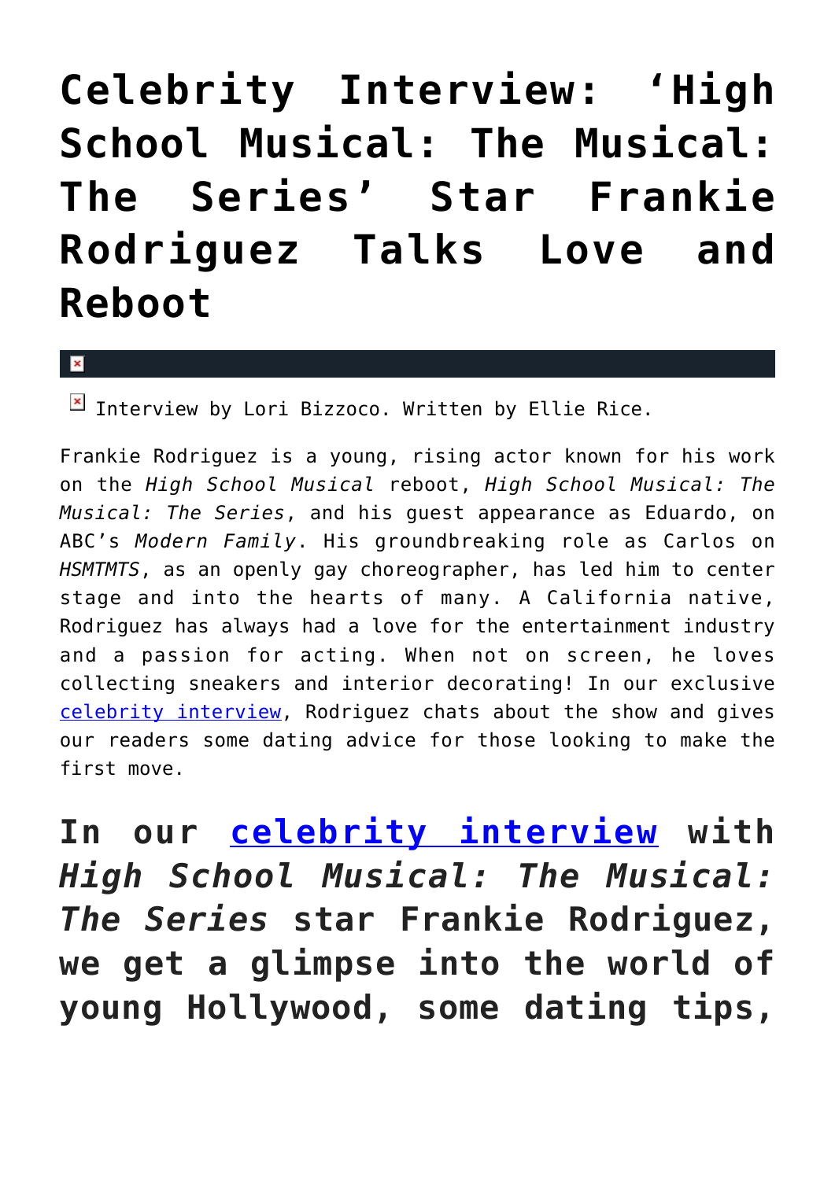# Celebrity Interview: 'High School Musical: The Musical: The Series' Star Frankie Rodriguez Talks Love and Reboot

Interview by Lori Bizzoco. Written by Ellie Rice.

Frankie Rodriguez is a young, rising actor known for his work on the *High School Musical* reboot, *High School Musical: The Musical: The Series*, and his guest appearance as Eduardo, on ABC's *Modern Family*. His groundbreaking role as Carlos on *HSMTMTS*, as an openly gay choreographer, has led him to center stage and into the hearts of many. A California native, Rodriguez has always had a love for the entertainment industry and a passion for acting. When not on screen, he loves collecting sneakers and interior decorating! In our exclusive celebrity interview, Rodriguez chats about the show and gives our readers some dating advice for those looking to make the first move.

## In our celebrity interview with *High School Musical: The Musical: The Series* star Frankie Rodriguez, we get a glimpse into the world of young Hollywood, some dating tips,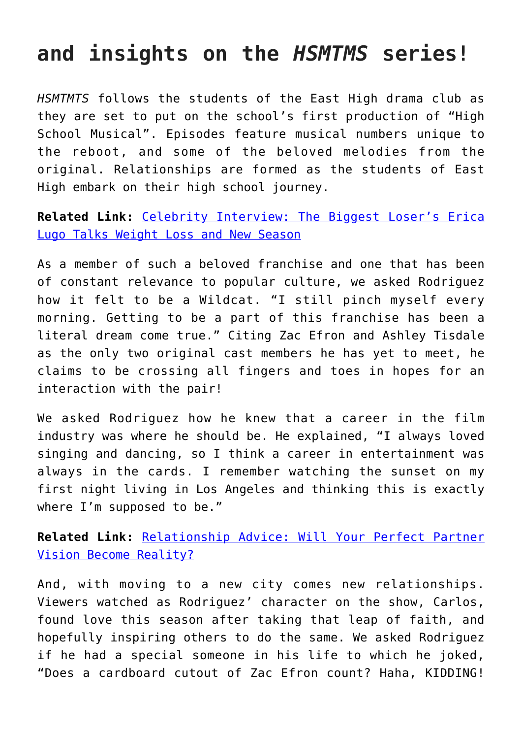## and insights on the *HSMTMS* series!

*HSMTMTS* follows the students of the East High drama club as they are set to put on the school's first production of "High School Musical". Episodes feature musical numbers unique to the reboot, and some of the beloved melodies from the original. Relationships are formed as the students of East High embark on their high school journey.

**Related Link:** [Celebrity Interview: The Biggest Loser's Erica Lugo Talks Weight Loss and New Season]()

As a member of such a beloved franchise and one that has been of constant relevance to popular culture, we asked Rodriguez how it felt to be a Wildcat. "I still pinch myself every morning. Getting to be a part of this franchise has been a literal dream come true." Citing Zac Efron and Ashley Tisdale as the only two original cast members he has yet to meet, he claims to be crossing all fingers and toes in hopes for an interaction with the pair!

We asked Rodriguez how he knew that a career in the film industry was where he should be. He explained, "I always loved singing and dancing, so I think a career in entertainment was always in the cards. I remember watching the sunset on my first night living in Los Angeles and thinking this is exactly where I'm supposed to be."

**Related Link:** [Relationship Advice: Will Your Perfect Partner Vision Become Reality?]()

And, with moving to a new city comes new relationships. Viewers watched as Rodriguez' character on the show, Carlos, found love this season after taking that leap of faith, and hopefully inspiring others to do the same. We asked Rodriguez if he had a special someone in his life to which he joked, "Does a cardboard cutout of Zac Efron count? Haha, KIDDING!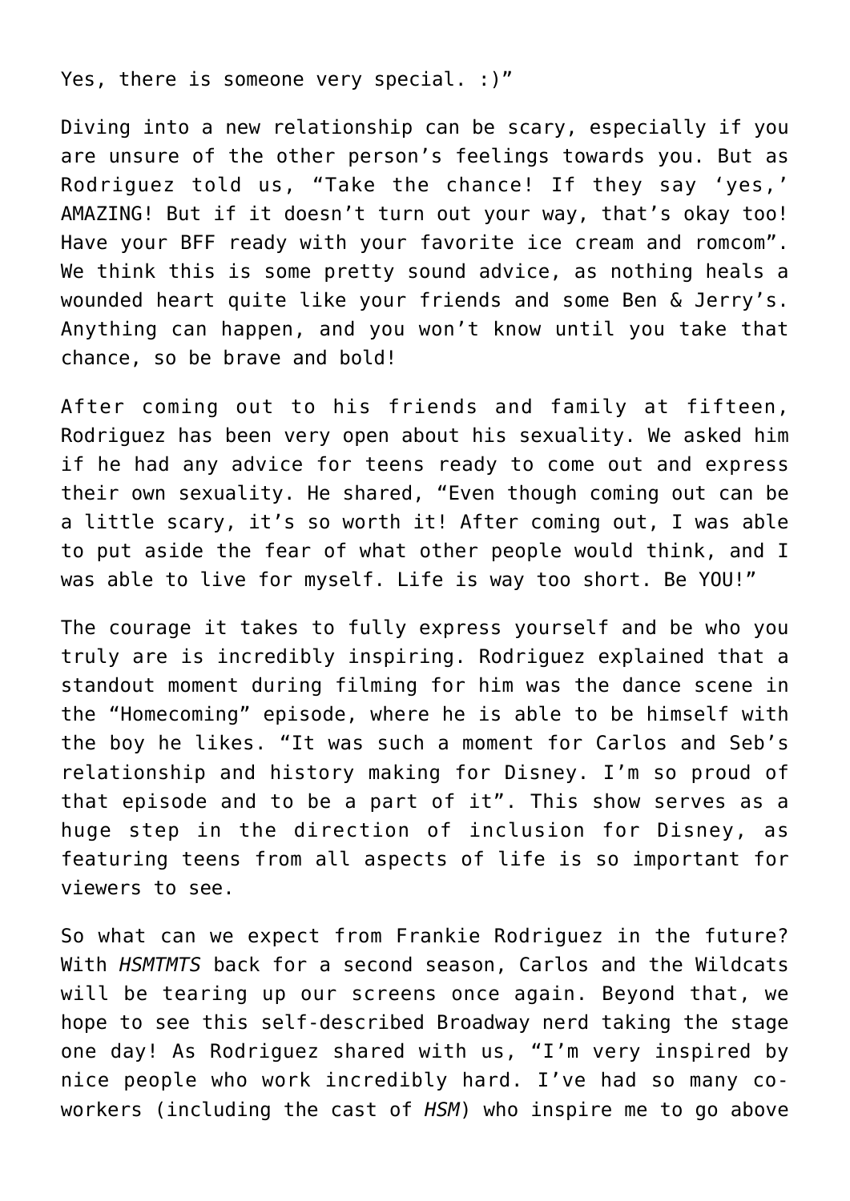Yes, there is someone very special. :)"

Diving into a new relationship can be scary, especially if you are unsure of the other person's feelings towards you. But as Rodriguez told us, "Take the chance! If they say 'yes,' AMAZING! But if it doesn't turn out your way, that's okay too! Have your BFF ready with your favorite ice cream and romcom". We think this is some pretty sound advice, as nothing heals a wounded heart quite like your friends and some Ben & Jerry's. Anything can happen, and you won't know until you take that chance, so be brave and bold!

After coming out to his friends and family at fifteen, Rodriguez has been very open about his sexuality. We asked him if he had any advice for teens ready to come out and express their own sexuality. He shared, "Even though coming out can be a little scary, it's so worth it! After coming out, I was able to put aside the fear of what other people would think, and I was able to live for myself. Life is way too short. Be YOU!"

The courage it takes to fully express yourself and be who you truly are is incredibly inspiring. Rodriguez explained that a standout moment during filming for him was the dance scene in the "Homecoming" episode, where he is able to be himself with the boy he likes. "It was such a moment for Carlos and Seb's relationship and history making for Disney. I'm so proud of that episode and to be a part of it". This show serves as a huge step in the direction of inclusion for Disney, as featuring teens from all aspects of life is so important for viewers to see.

So what can we expect from Frankie Rodriguez in the future? With *HSMTMTS* back for a second season, Carlos and the Wildcats will be tearing up our screens once again. Beyond that, we hope to see this self-described Broadway nerd taking the stage one day! As Rodriguez shared with us, "I'm very inspired by nice people who work incredibly hard. I've had so many co-workers (including the cast of *HSM*) who inspire me to go above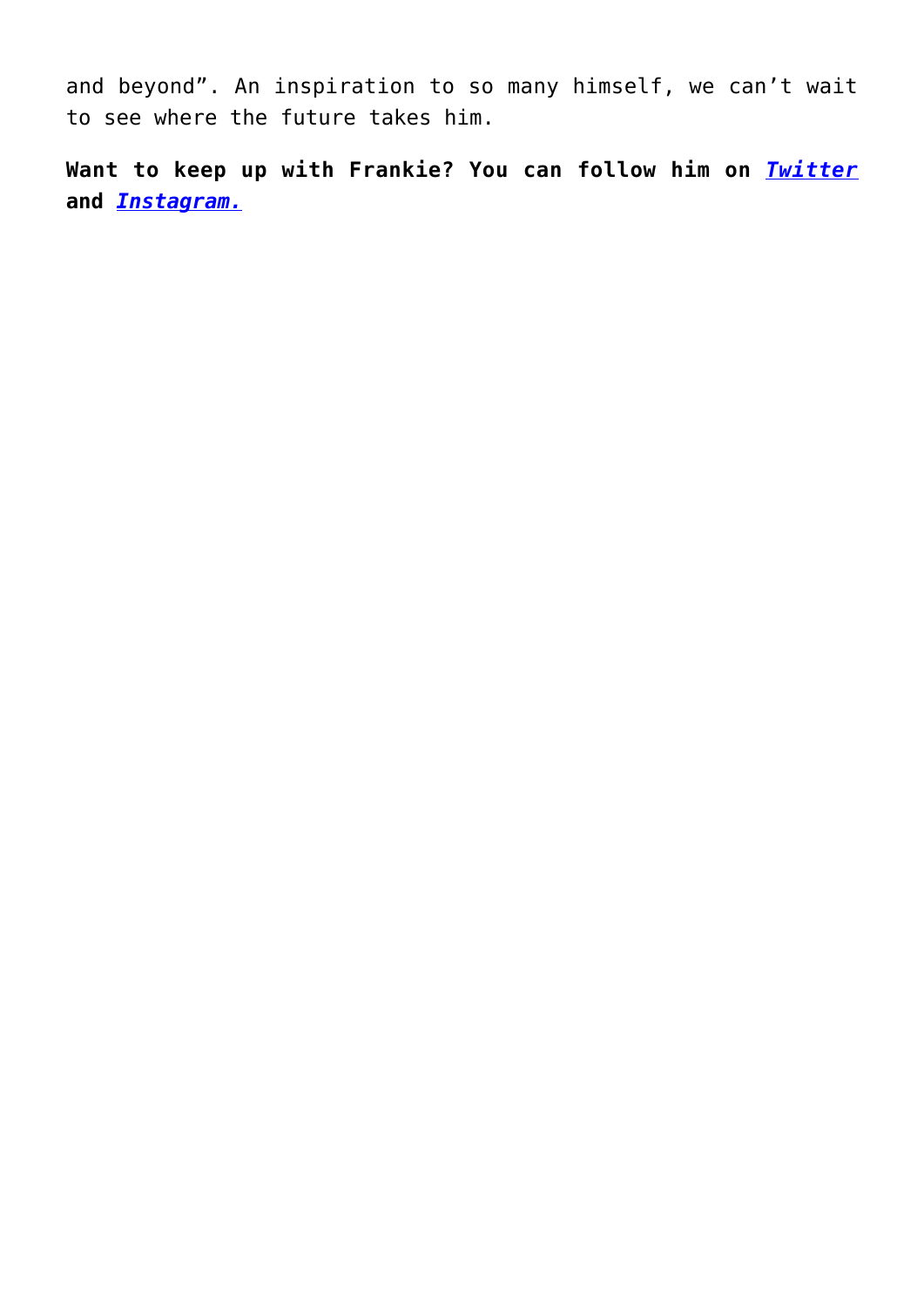and beyond”. An inspiration to so many himself, we can’t wait to see where the future takes him.

**Want to keep up with Frankie? You can follow him on *Twitter* and *Instagram.***